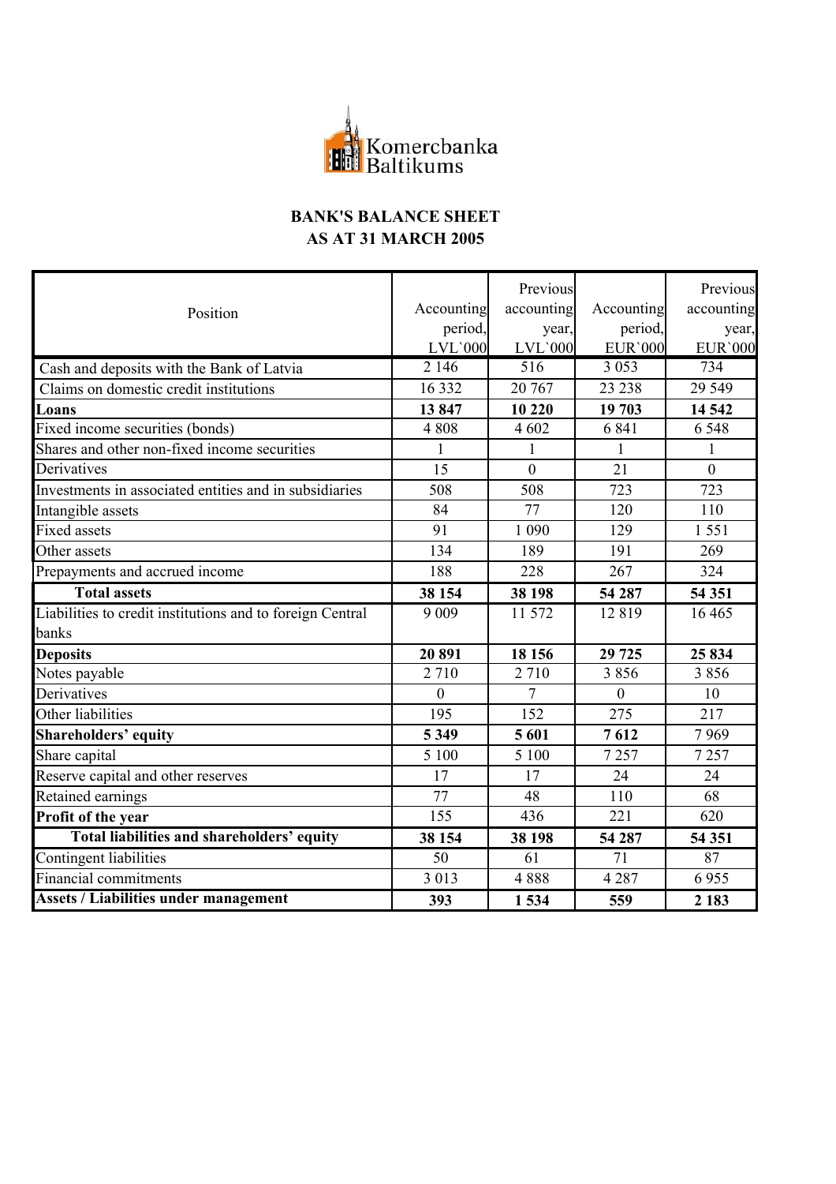Komercbanka Baltikums

## BANK'S BALANCE SHEET
## AS AT 31 MARCH 2005

| Position | Accounting period, LVL`000 | Previous accounting year, LVL`000 | Accounting period, EUR`000 | Previous accounting year, EUR`000 |
|---|---|---|---|---|
| Cash and deposits with the Bank of Latvia | 2 146 | 516 | 3 053 | 734 |
| Claims on domestic credit institutions | 16 332 | 20 767 | 23 238 | 29 549 |
| **Loans** | **13 847** | **10 220** | **19 703** | **14 542** |
| Fixed income securities (bonds) | 4 808 | 4 602 | 6 841 | 6 548 |
| Shares and other non-fixed income securities | 1 | 1 | 1 | 1 |
| Derivatives | 15 | 0 | 21 | 0 |
| Investments in associated entities and in subsidiaries | 508 | 508 | 723 | 723 |
| Intangible assets | 84 | 77 | 120 | 110 |
| Fixed assets | 91 | 1 090 | 129 | 1 551 |
| Other assets | 134 | 189 | 191 | 269 |
| Prepayments and accrued income | 188 | 228 | 267 | 324 |
| **Total assets** | **38 154** | **38 198** | **54 287** | **54 351** |
| Liabilities to credit institutions and to foreign Central banks | 9 009 | 11 572 | 12 819 | 16 465 |
| **Deposits** | **20 891** | **18 156** | **29 725** | **25 834** |
| Notes payable | 2 710 | 2 710 | 3 856 | 3 856 |
| Derivatives | 0 | 7 | 0 | 10 |
| Other liabilities | 195 | 152 | 275 | 217 |
| **Shareholders' equity** | **5 349** | **5 601** | **7 612** | 7 969 |
| Share capital | 5 100 | 5 100 | 7 257 | 7 257 |
| Reserve capital and other reserves | 17 | 17 | 24 | 24 |
| Retained earnings | 77 | 48 | 110 | 68 |
| **Profit of the year** | 155 | 436 | 221 | 620 |
| **Total liabilities and shareholders' equity** | **38 154** | **38 198** | **54 287** | **54 351** |
| Contingent liabilities | 50 | 61 | 71 | 87 |
| Financial commitments | 3 013 | 4 888 | 4 287 | 6 955 |
| **Assets / Liabilities under management** | **393** | **1 534** | **559** | **2 183** |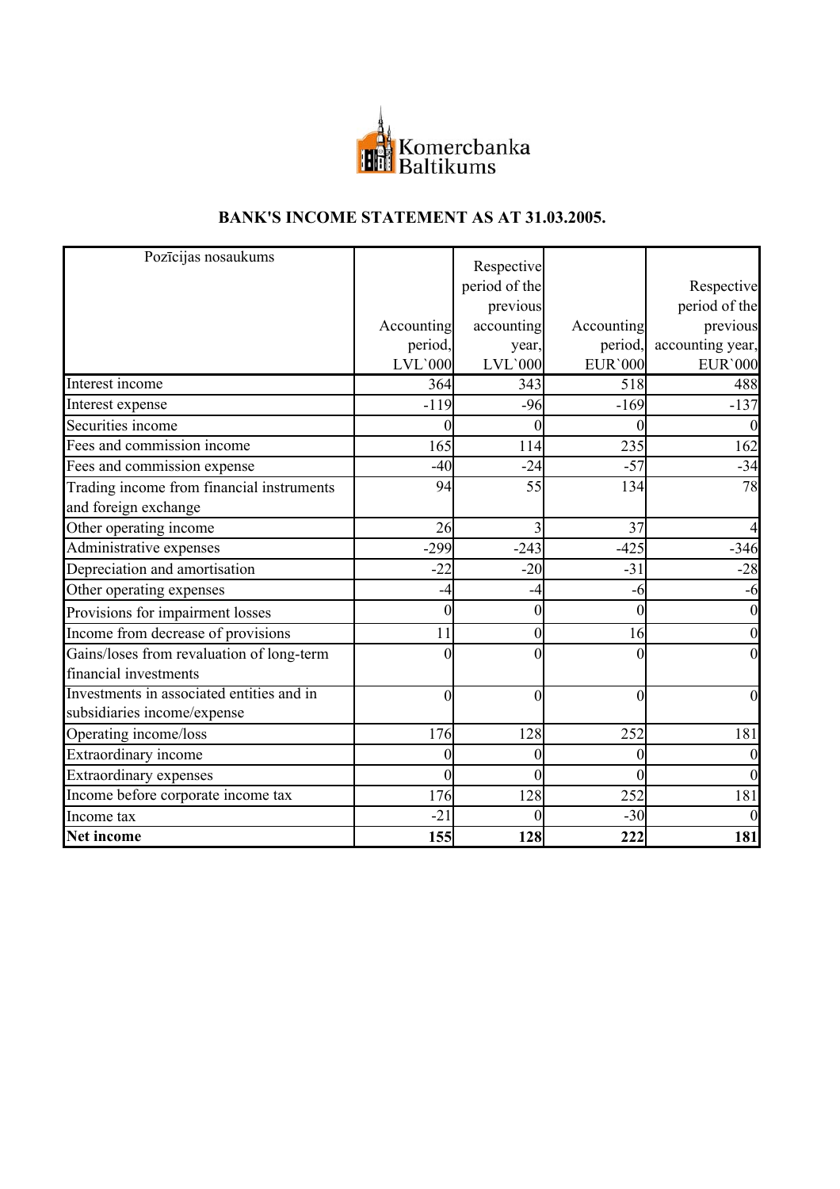Komercbanka Baltikums

# BANK'S INCOME STATEMENT AS AT 31.03.2005.

| Pozīcijas nosaukums | Accounting period, LVL`000 | Respective period of the previous accounting year, LVL`000 | Accounting period, EUR`000 | Respective period of the previous accounting year, EUR`000 |
|---|---|---|---|---|
| Interest income | 364 | 343 | 518 | 488 |
| Interest expense | -119 | -96 | -169 | -137 |
| Securities income | 0 | 0 | 0 | 0 |
| Fees and commission income | 165 | 114 | 235 | 162 |
| Fees and commission expense | -40 | -24 | -57 | -34 |
| Trading income from financial instruments and foreign exchange | 94 | 55 | 134 | 78 |
| Other operating income | 26 | 3 | 37 | 4 |
| Administrative expenses | -299 | -243 | -425 | -346 |
| Depreciation and amortisation | -22 | -20 | -31 | -28 |
| Other operating expenses | -4 | -4 | -6 | -6 |
| Provisions for impairment losses | 0 | 0 | 0 | 0 |
| Income from decrease of provisions | 11 | 0 | 16 | 0 |
| Gains/loses from revaluation of long-term financial investments | 0 | 0 | 0 | 0 |
| Investments in associated entities and in subsidiaries income/expense | 0 | 0 | 0 | 0 |
| Operating income/loss | 176 | 128 | 252 | 181 |
| Extraordinary income | 0 | 0 | 0 | 0 |
| Extraordinary expenses | 0 | 0 | 0 | 0 |
| Income before corporate income tax | 176 | 128 | 252 | 181 |
| Income tax | -21 | 0 | -30 | 0 |
| **Net income** | **155** | **128** | **222** | **181** |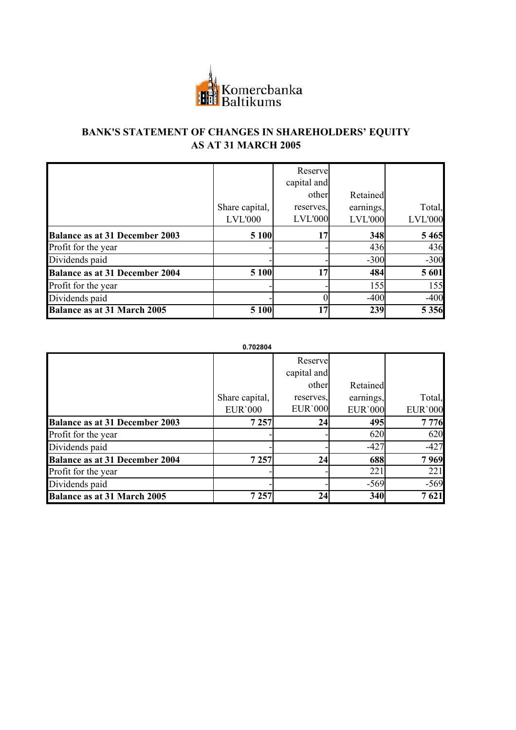Komercbanka Baltikums

## BANK'S STATEMENT OF CHANGES IN SHAREHOLDERS' EQUITY AS AT 31 MARCH 2005

| | Share capital, LVL'000 | Reserve capital and other reserves, LVL'000 | Retained earnings, LVL'000 | Total, LVL'000 |
|---|---|---|---|---|
| **Balance as at 31 December 2003** | **5 100** | **17** | **348** | **5 465** |
| Profit for the year | - | - | 436 | 436 |
| Dividends paid | - | - | -300 | -300 |
| **Balance as at 31 December 2004** | **5 100** | **17** | **484** | **5 601** |
| Profit for the year | - | - | 155 | 155 |
| Dividends paid | - | 0 | -400 | -400 |
| **Balance as at 31 March 2005** | **5 100** | **17** | **239** | **5 356** |

0.702804

| | Share capital, EUR`000 | Reserve capital and other reserves, EUR`000 | Retained earnings, EUR`000 | Total, EUR`000 |
|---|---|---|---|---|
| **Balance as at 31 December 2003** | **7 257** | **24** | **495** | **7 776** |
| Profit for the year | - | - | 620 | 620 |
| Dividends paid | - | - | -427 | -427 |
| **Balance as at 31 December 2004** | **7 257** | **24** | **688** | **7 969** |
| Profit for the year | - | - | 221 | 221 |
| Dividends paid | - | - | -569 | -569 |
| **Balance as at 31 March 2005** | **7 257** | **24** | **340** | **7 621** |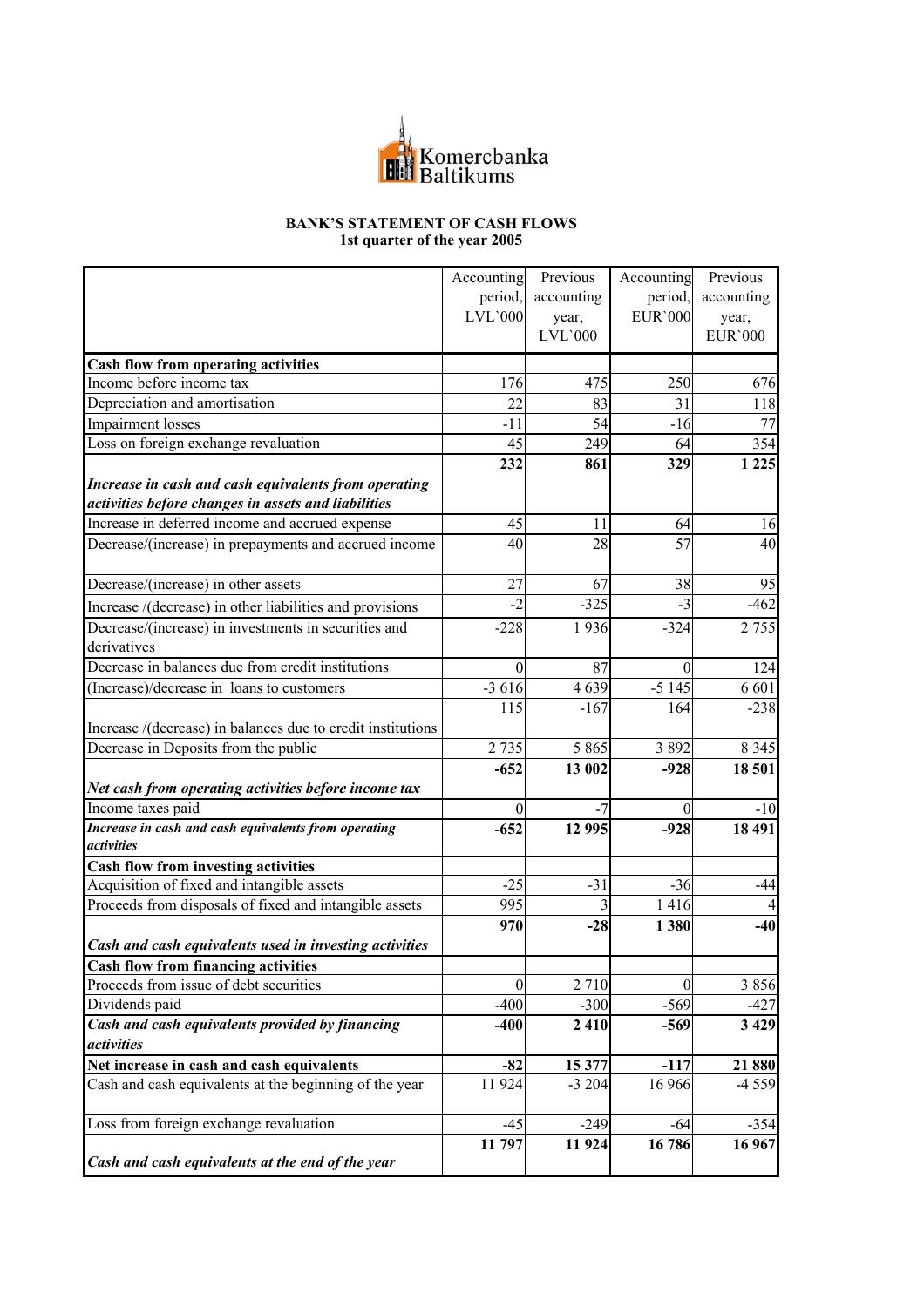Komercbanka Baltikums

**BANK'S STATEMENT OF CASH FLOWS**
**1st quarter of the year 2005**

| | Accounting period, LVL`000 | Previous accounting year, LVL`000 | Accounting period, EUR`000 | Previous accounting year, EUR`000 |
|---|---|---|---|---|
| **Cash flow from operating activities** | | | | |
| Income before income tax | 176 | 475 | 250 | 676 |
| Depreciation and amortisation | 22 | 83 | 31 | 118 |
| Impairment losses | -11 | 54 | -16 | 77 |
| Loss on foreign exchange revaluation | 45 | 249 | 64 | 354 |
| ***Increase in cash and cash equivalents from operating activities before changes in assets and liabilities*** | **232** | **861** | **329** | **1 225** |
| Increase in deferred income and accrued expense | 45 | 11 | 64 | 16 |
| Decrease/(increase) in prepayments and accrued income | 40 | 28 | 57 | 40 |
| Decrease/(increase) in other assets | 27 | 67 | 38 | 95 |
| Increase /(decrease) in other liabilities and provisions | -2 | -325 | -3 | -462 |
| Decrease/(increase) in investments in securities and derivatives | -228 | 1 936 | -324 | 2 755 |
| Decrease in balances due from credit institutions | 0 | 87 | 0 | 124 |
| (Increase)/decrease in loans to customers | -3 616 | 4 639 | -5 145 | 6 601 |
| Increase /(decrease) in balances due to credit institutions | 115 | -167 | 164 | -238 |
| Decrease in Deposits from the public | 2 735 | 5 865 | 3 892 | 8 345 |
| ***Net cash from operating activities before income tax*** | **-652** | **13 002** | **-928** | **18 501** |
| Income taxes paid | 0 | -7 | 0 | -10 |
| ***Increase in cash and cash equivalents from operating activities*** | **-652** | **12 995** | **-928** | **18 491** |
| **Cash flow from investing activities** | | | | |
| Acquisition of fixed and intangible assets | -25 | -31 | -36 | -44 |
| Proceeds from disposals of fixed and intangible assets | 995 | 3 | 1 416 | 4 |
| ***Cash and cash equivalents used in investing activities*** | **970** | **-28** | **1 380** | **-40** |
| **Cash flow from financing activities** | | | | |
| Proceeds from issue of debt securities | 0 | 2 710 | 0 | 3 856 |
| Dividends paid | -400 | -300 | -569 | -427 |
| ***Cash and cash equivalents provided by financing activities*** | **-400** | **2 410** | **-569** | **3 429** |
| **Net increase in cash and cash equivalents** | **-82** | **15 377** | **-117** | **21 880** |
| Cash and cash equivalents at the beginning of the year | 11 924 | -3 204 | 16 966 | -4 559 |
| Loss from foreign exchange revaluation | -45 | -249 | -64 | -354 |
| ***Cash and cash equivalents at the end of the year*** | **11 797** | **11 924** | **16 786** | **16 967** |